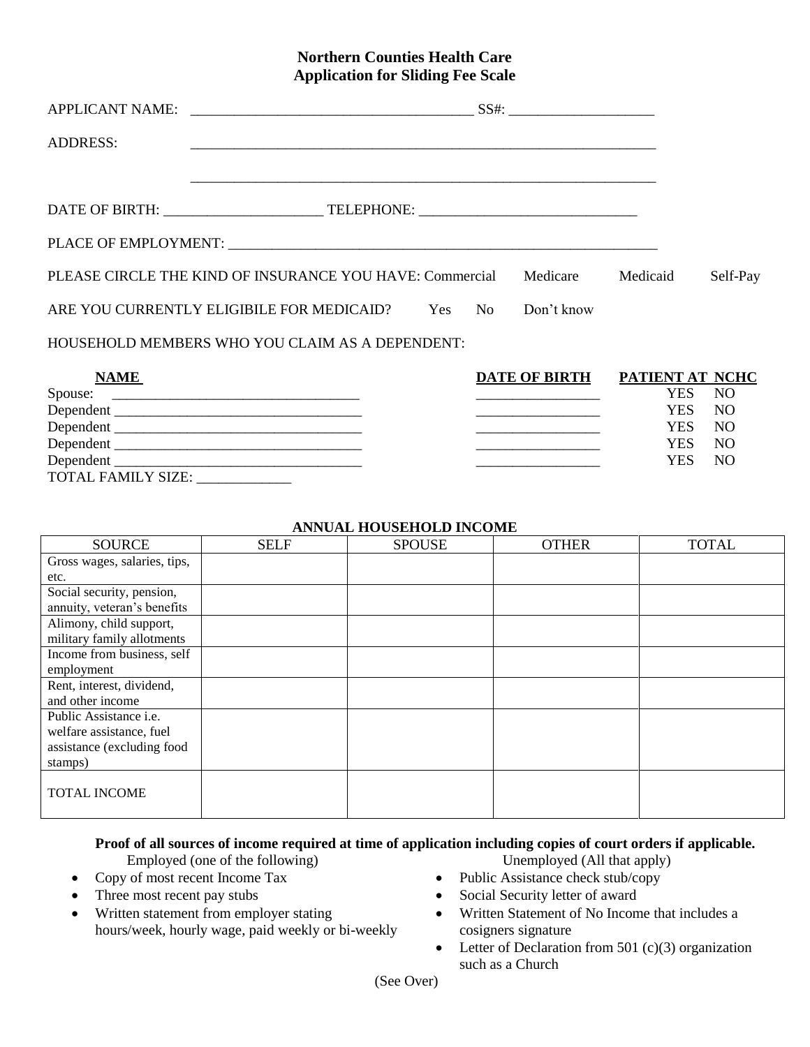# Northern Counties Health Care
## Application for Sliding Fee Scale

APPLICANT NAME: ______________________________________ SS#: ____________________

ADDRESS: ______________________________________________________________

______________________________________________________________

DATE OF BIRTH: _____________________ TELEPHONE: _____________________________

PLACE OF EMPLOYMENT: ___________________________________________________________

PLEASE CIRCLE THE KIND OF INSURANCE YOU HAVE: Commercial Medicare Medicaid Self-Pay

ARE YOU CURRENTLY ELIGIBILE FOR MEDICAID? Yes No Don't know

HOUSEHOLD MEMBERS WHO YOU CLAIM AS A DEPENDENT:

| NAME | DATE OF BIRTH | PATIENT AT NCHC |
|---|---|---|
| Spouse: _________________________________ | _________________ | YES NO |
| Dependent _________________________________ | _________________ | YES NO |
| Dependent _________________________________ | _________________ | YES NO |
| Dependent _________________________________ | _________________ | YES NO |
| Dependent _________________________________ | _________________ | YES NO |

TOTAL FAMILY SIZE: _____________

**ANNUAL HOUSEHOLD INCOME**

| SOURCE | SELF | SPOUSE | OTHER | TOTAL |
|---|---|---|---|---|
| Gross wages, salaries, tips, etc. | | | | |
| Social security, pension, annuity, veteran's benefits | | | | |
| Alimony, child support, military family allotments | | | | |
| Income from business, self employment | | | | |
| Rent, interest, dividend, and other income | | | | |
| Public Assistance i.e. welfare assistance, fuel assistance (excluding food stamps) | | | | |
| TOTAL INCOME | | | | |

**Proof of all sources of income required at time of application including copies of court orders if applicable.**

Employed (one of the following)

- Copy of most recent Income Tax
- Three most recent pay stubs
- Written statement from employer stating hours/week, hourly wage, paid weekly or bi-weekly

Unemployed (All that apply)

- Public Assistance check stub/copy
- Social Security letter of award
- Written Statement of No Income that includes a cosigners signature
- Letter of Declaration from 501 (c)(3) organization such as a Church

(See Over)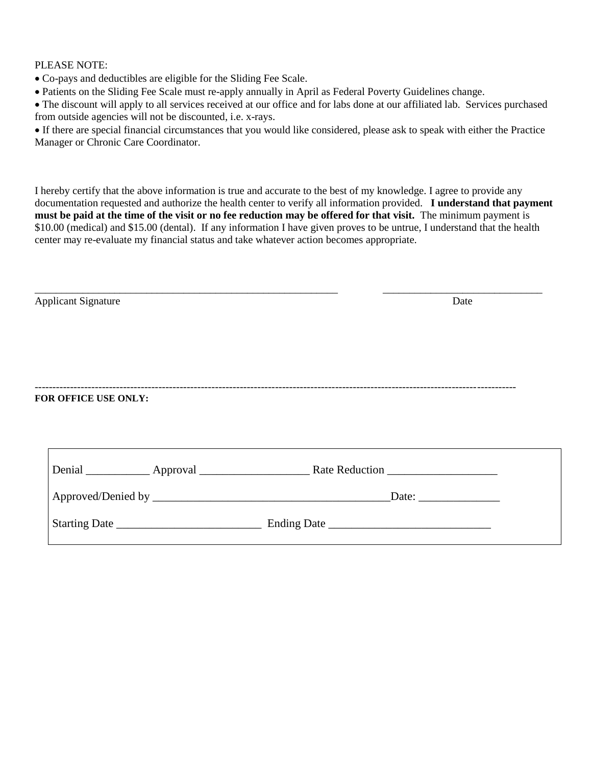PLEASE NOTE:

- Co-pays and deductibles are eligible for the Sliding Fee Scale.
- Patients on the Sliding Fee Scale must re-apply annually in April as Federal Poverty Guidelines change.
- The discount will apply to all services received at our office and for labs done at our affiliated lab. Services purchased from outside agencies will not be discounted, i.e. x-rays.
- If there are special financial circumstances that you would like considered, please ask to speak with either the Practice Manager or Chronic Care Coordinator.

I hereby certify that the above information is true and accurate to the best of my knowledge. I agree to provide any documentation requested and authorize the health center to verify all information provided. **I understand that payment must be paid at the time of the visit or no fee reduction may be offered for that visit.** The minimum payment is $10.00 (medical) and $15.00 (dental). If any information I have given proves to be untrue, I understand that the health center may re-evaluate my financial status and take whatever action becomes appropriate.

____________________________________________________________ ______________________________

Applicant Signature Date

---

**FOR OFFICE USE ONLY:**

Denial ___________ Approval ___________________ Rate Reduction ___________________

Approved/Denied by __________________________________________Date: ______________

Starting Date _________________________ Ending Date ____________________________